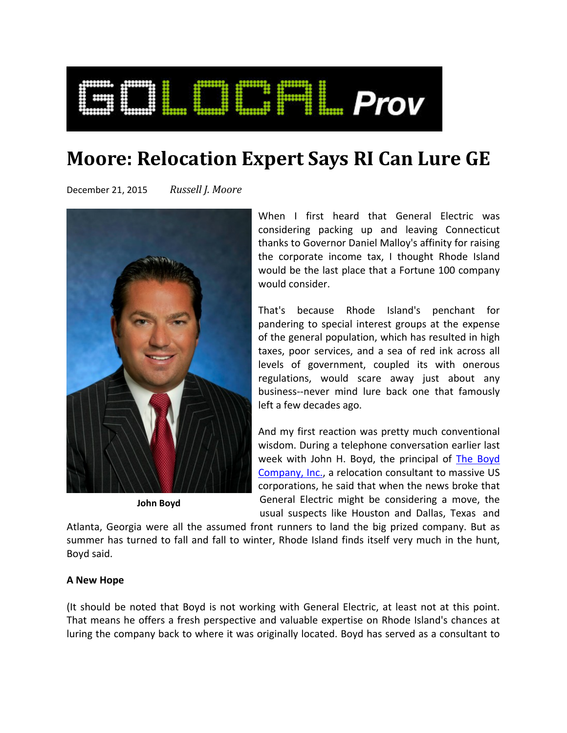# Moore: Relocation Expert Says RI Can Lure GE

December 21, 2015 *Russell J. Moore*

John Boyd

When I first heard that General Electric was considering packing up and leaving Connecticut thanks to Governor Daniel Malloy's affinity for raising the corporate income tax, I thought Rhode Island would be the last place that a Fortune 100 company would consider.

That's because Rhode Island's penchant for pandering to special interest groups at the expense of the general population, which has resulted in high taxes, poor services, and a sea of red ink across all levels of government, coupled its with onerous regulations, would scare away just about any business--never mind lure back one that famously left a few decades ago.

And my first reaction was pretty much conventional wisdom. During a telephone conversation earlier last week with John H. Boyd, the principal of [The Boyd Company, Inc.](), a relocation consultant to massive US corporations, he said that when the news broke that General Electric might be considering a move, the usual suspects like Houston and Dallas, Texas and Atlanta, Georgia were all the assumed front runners to land the big prized company. But as summer has turned to fall and fall to winter, Rhode Island finds itself very much in the hunt, Boyd said.

**A New Hope**

(It should be noted that Boyd is not working with General Electric, at least not at this point. That means he offers a fresh perspective and valuable expertise on Rhode Island's chances at luring the company back to where it was originally located. Boyd has served as a consultant to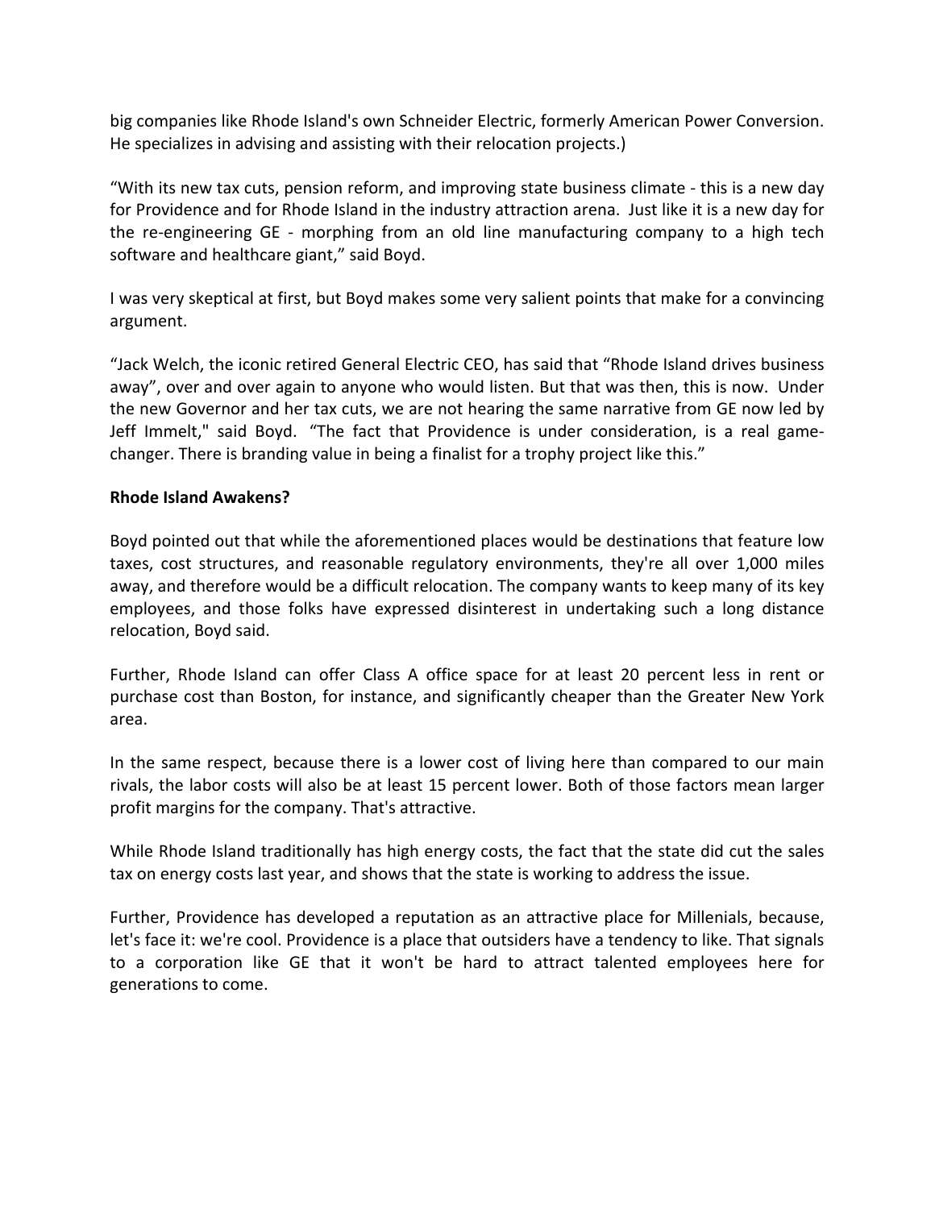big companies like Rhode Island's own Schneider Electric, formerly American Power Conversion. He specializes in advising and assisting with their relocation projects.)

“With its new tax cuts, pension reform, and improving state business climate - this is a new day for Providence and for Rhode Island in the industry attraction arena. Just like it is a new day for the re-engineering GE - morphing from an old line manufacturing company to a high tech software and healthcare giant,” said Boyd.

I was very skeptical at first, but Boyd makes some very salient points that make for a convincing argument.

“Jack Welch, the iconic retired General Electric CEO, has said that “Rhode Island drives business away”, over and over again to anyone who would listen. But that was then, this is now. Under the new Governor and her tax cuts, we are not hearing the same narrative from GE now led by Jeff Immelt," said Boyd. “The fact that Providence is under consideration, is a real game-changer. There is branding value in being a finalist for a trophy project like this.”

**Rhode Island Awakens?**

Boyd pointed out that while the aforementioned places would be destinations that feature low taxes, cost structures, and reasonable regulatory environments, they're all over 1,000 miles away, and therefore would be a difficult relocation. The company wants to keep many of its key employees, and those folks have expressed disinterest in undertaking such a long distance relocation, Boyd said.

Further, Rhode Island can offer Class A office space for at least 20 percent less in rent or purchase cost than Boston, for instance, and significantly cheaper than the Greater New York area.

In the same respect, because there is a lower cost of living here than compared to our main rivals, the labor costs will also be at least 15 percent lower. Both of those factors mean larger profit margins for the company. That's attractive.

While Rhode Island traditionally has high energy costs, the fact that the state did cut the sales tax on energy costs last year, and shows that the state is working to address the issue.

Further, Providence has developed a reputation as an attractive place for Millenials, because, let's face it: we're cool. Providence is a place that outsiders have a tendency to like. That signals to a corporation like GE that it won't be hard to attract talented employees here for generations to come.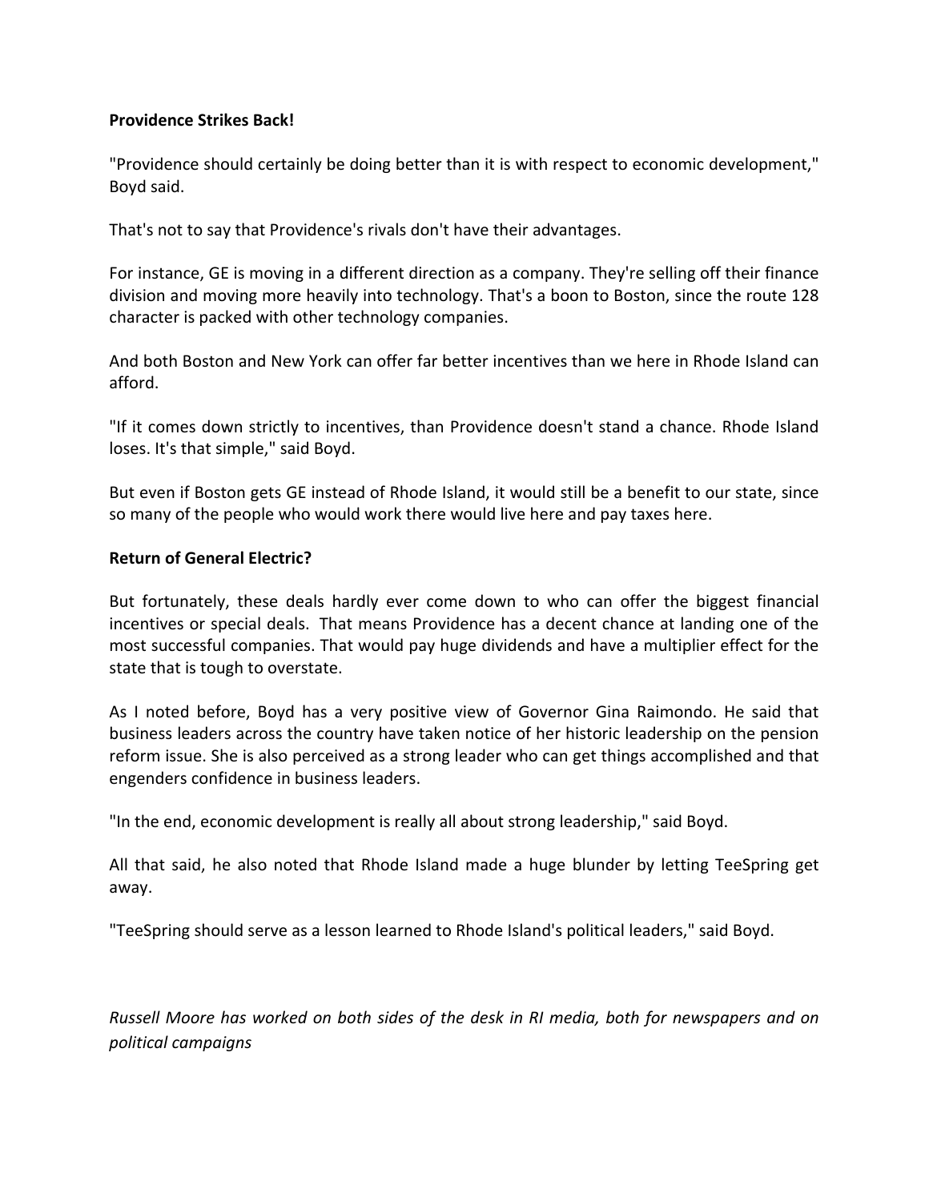**Providence Strikes Back!**

"Providence should certainly be doing better than it is with respect to economic development," Boyd said.

That's not to say that Providence's rivals don't have their advantages.

For instance, GE is moving in a different direction as a company. They're selling off their finance division and moving more heavily into technology. That's a boon to Boston, since the route 128 character is packed with other technology companies.

And both Boston and New York can offer far better incentives than we here in Rhode Island can afford.

"If it comes down strictly to incentives, than Providence doesn't stand a chance. Rhode Island loses. It's that simple," said Boyd.

But even if Boston gets GE instead of Rhode Island, it would still be a benefit to our state, since so many of the people who would work there would live here and pay taxes here.

**Return of General Electric?**

But fortunately, these deals hardly ever come down to who can offer the biggest financial incentives or special deals. That means Providence has a decent chance at landing one of the most successful companies. That would pay huge dividends and have a multiplier effect for the state that is tough to overstate.

As I noted before, Boyd has a very positive view of Governor Gina Raimondo. He said that business leaders across the country have taken notice of her historic leadership on the pension reform issue. She is also perceived as a strong leader who can get things accomplished and that engenders confidence in business leaders.

"In the end, economic development is really all about strong leadership," said Boyd.

All that said, he also noted that Rhode Island made a huge blunder by letting TeeSpring get away.

"TeeSpring should serve as a lesson learned to Rhode Island's political leaders," said Boyd.

*Russell Moore has worked on both sides of the desk in RI media, both for newspapers and on political campaigns*